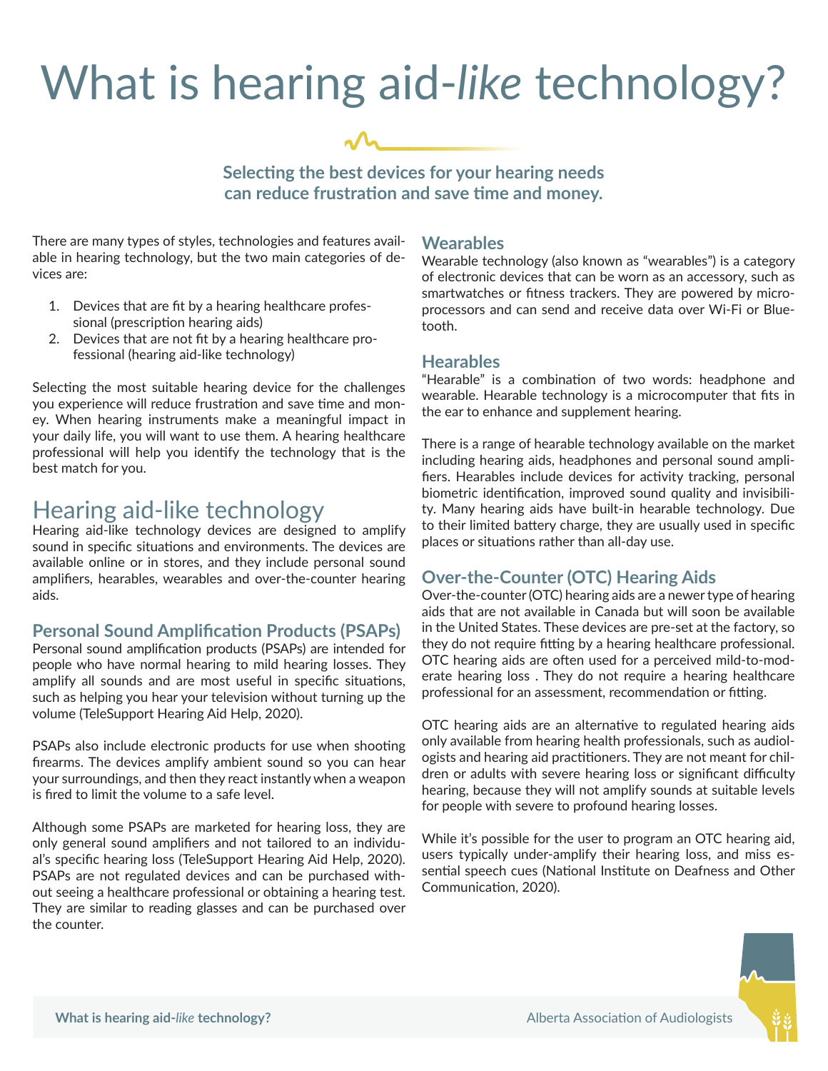# What is hearing aid-*like* technology?

**Selecting the best devices for your hearing needs can reduce frustration and save time and money.**

There are many types of styles, technologies and features available in hearing technology, but the two main categories of devices are:

1. Devices that are fit by a hearing healthcare professional (prescription hearing aids)
2. Devices that are not fit by a hearing healthcare professional (hearing aid-like technology)

Selecting the most suitable hearing device for the challenges you experience will reduce frustration and save time and money. When hearing instruments make a meaningful impact in your daily life, you will want to use them. A hearing healthcare professional will help you identify the technology that is the best match for you.

## Hearing aid-like technology

Hearing aid-like technology devices are designed to amplify sound in specific situations and environments. The devices are available online or in stores, and they include personal sound amplifiers, hearables, wearables and over-the-counter hearing aids.

### Personal Sound Amplification Products (PSAPs)

Personal sound amplification products (PSAPs) are intended for people who have normal hearing to mild hearing losses. They amplify all sounds and are most useful in specific situations, such as helping you hear your television without turning up the volume (TeleSupport Hearing Aid Help, 2020).

PSAPs also include electronic products for use when shooting firearms. The devices amplify ambient sound so you can hear your surroundings, and then they react instantly when a weapon is fired to limit the volume to a safe level.

Although some PSAPs are marketed for hearing loss, they are only general sound amplifiers and not tailored to an individual's specific hearing loss (TeleSupport Hearing Aid Help, 2020). PSAPs are not regulated devices and can be purchased without seeing a healthcare professional or obtaining a hearing test. They are similar to reading glasses and can be purchased over the counter.

### Wearables

Wearable technology (also known as "wearables") is a category of electronic devices that can be worn as an accessory, such as smartwatches or fitness trackers. They are powered by microprocessors and can send and receive data over Wi-Fi or Bluetooth.

### Hearables

"Hearable" is a combination of two words: headphone and wearable. Hearable technology is a microcomputer that fits in the ear to enhance and supplement hearing.

There is a range of hearable technology available on the market including hearing aids, headphones and personal sound amplifiers. Hearables include devices for activity tracking, personal biometric identification, improved sound quality and invisibility. Many hearing aids have built-in hearable technology. Due to their limited battery charge, they are usually used in specific places or situations rather than all-day use.

### Over-the-Counter (OTC) Hearing Aids

Over-the-counter (OTC) hearing aids are a newer type of hearing aids that are not available in Canada but will soon be available in the United States. These devices are pre-set at the factory, so they do not require fitting by a hearing healthcare professional. OTC hearing aids are often used for a perceived mild-to-moderate hearing loss . They do not require a hearing healthcare professional for an assessment, recommendation or fitting.

OTC hearing aids are an alternative to regulated hearing aids only available from hearing health professionals, such as audiologists and hearing aid practitioners. They are not meant for children or adults with severe hearing loss or significant difficulty hearing, because they will not amplify sounds at suitable levels for people with severe to profound hearing losses.

While it's possible for the user to program an OTC hearing aid, users typically under-amplify their hearing loss, and miss essential speech cues (National Institute on Deafness and Other Communication, 2020).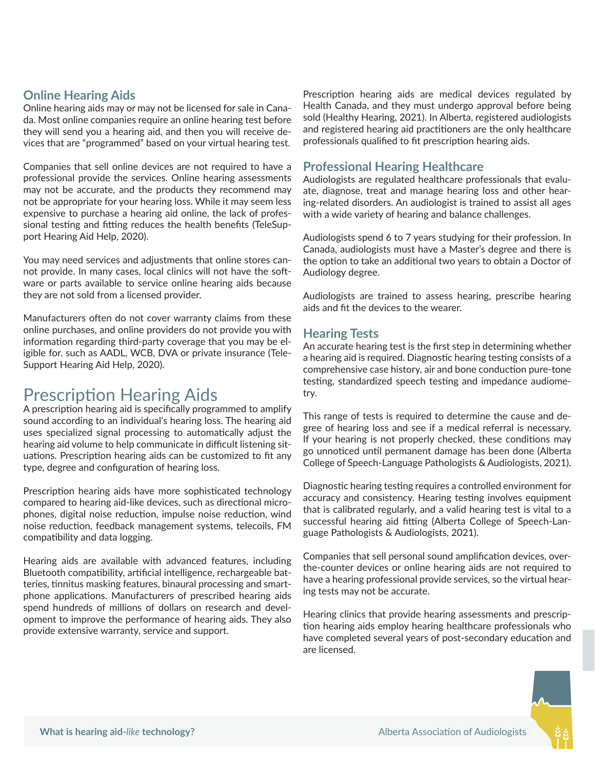## Online Hearing Aids

Online hearing aids may or may not be licensed for sale in Canada. Most online companies require an online hearing test before they will send you a hearing aid, and then you will receive devices that are "programmed" based on your virtual hearing test.

Companies that sell online devices are not required to have a professional provide the services. Online hearing assessments may not be accurate, and the products they recommend may not be appropriate for your hearing loss. While it may seem less expensive to purchase a hearing aid online, the lack of professional testing and fitting reduces the health benefits (TeleSupport Hearing Aid Help, 2020).

You may need services and adjustments that online stores cannot provide. In many cases, local clinics will not have the software or parts available to service online hearing aids because they are not sold from a licensed provider.

Manufacturers often do not cover warranty claims from these online purchases, and online providers do not provide you with information regarding third-party coverage that you may be eligible for. such as AADL, WCB, DVA or private insurance (TeleSupport Hearing Aid Help, 2020).

# Prescription Hearing Aids

A prescription hearing aid is specifically programmed to amplify sound according to an individual's hearing loss. The hearing aid uses specialized signal processing to automatically adjust the hearing aid volume to help communicate in difficult listening situations. Prescription hearing aids can be customized to fit any type, degree and configuration of hearing loss.

Prescription hearing aids have more sophisticated technology compared to hearing aid-like devices, such as directional microphones, digital noise reduction, impulse noise reduction, wind noise reduction, feedback management systems, telecoils, FM compatibility and data logging.

Hearing aids are available with advanced features, including Bluetooth compatibility, artificial intelligence, rechargeable batteries, tinnitus masking features, binaural processing and smartphone applications. Manufacturers of prescribed hearing aids spend hundreds of millions of dollars on research and development to improve the performance of hearing aids. They also provide extensive warranty, service and support.

Prescription hearing aids are medical devices regulated by Health Canada, and they must undergo approval before being sold (Healthy Hearing, 2021). In Alberta, registered audiologists and registered hearing aid practitioners are the only healthcare professionals qualified to fit prescription hearing aids.

## Professional Hearing Healthcare

Audiologists are regulated healthcare professionals that evaluate, diagnose, treat and manage hearing loss and other hearing-related disorders. An audiologist is trained to assist all ages with a wide variety of hearing and balance challenges.

Audiologists spend 6 to 7 years studying for their profession. In Canada, audiologists must have a Master's degree and there is the option to take an additional two years to obtain a Doctor of Audiology degree.

Audiologists are trained to assess hearing, prescribe hearing aids and fit the devices to the wearer.

## Hearing Tests

An accurate hearing test is the first step in determining whether a hearing aid is required. Diagnostic hearing testing consists of a comprehensive case history, air and bone conduction pure-tone testing, standardized speech testing and impedance audiometry.

This range of tests is required to determine the cause and degree of hearing loss and see if a medical referral is necessary. If your hearing is not properly checked, these conditions may go unnoticed until permanent damage has been done (Alberta College of Speech-Language Pathologists & Audiologists, 2021).

Diagnostic hearing testing requires a controlled environment for accuracy and consistency. Hearing testing involves equipment that is calibrated regularly, and a valid hearing test is vital to a successful hearing aid fitting (Alberta College of Speech-Language Pathologists & Audiologists, 2021).

Companies that sell personal sound amplification devices, over-the-counter devices or online hearing aids are not required to have a hearing professional provide services, so the virtual hearing tests may not be accurate.

Hearing clinics that provide hearing assessments and prescription hearing aids employ hearing healthcare professionals who have completed several years of post-secondary education and are licensed.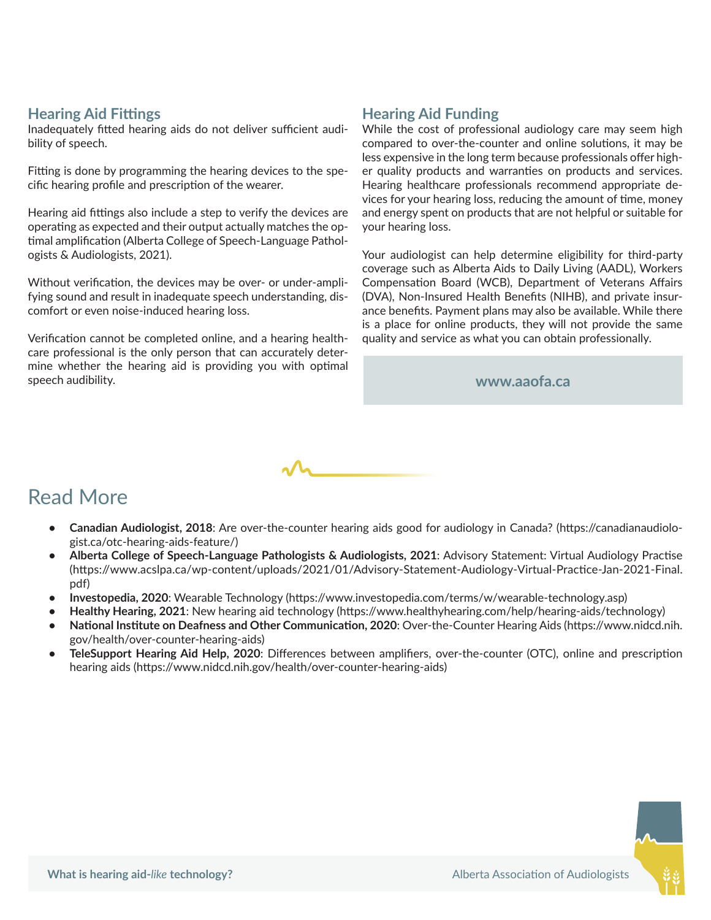## Hearing Aid Fittings

Inadequately fitted hearing aids do not deliver sufficient audibility of speech.

Fitting is done by programming the hearing devices to the specific hearing profile and prescription of the wearer.

Hearing aid fittings also include a step to verify the devices are operating as expected and their output actually matches the optimal amplification (Alberta College of Speech-Language Pathologists & Audiologists, 2021).

Without verification, the devices may be over- or under-amplifying sound and result in inadequate speech understanding, discomfort or even noise-induced hearing loss.

Verification cannot be completed online, and a hearing healthcare professional is the only person that can accurately determine whether the hearing aid is providing you with optimal speech audibility.

## Hearing Aid Funding

While the cost of professional audiology care may seem high compared to over-the-counter and online solutions, it may be less expensive in the long term because professionals offer higher quality products and warranties on products and services. Hearing healthcare professionals recommend appropriate devices for your hearing loss, reducing the amount of time, money and energy spent on products that are not helpful or suitable for your hearing loss.

Your audiologist can help determine eligibility for third-party coverage such as Alberta Aids to Daily Living (AADL), Workers Compensation Board (WCB), Department of Veterans Affairs (DVA), Non-Insured Health Benefits (NIHB), and private insurance benefits. Payment plans may also be available. While there is a place for online products, they will not provide the same quality and service as what you can obtain professionally.

**www.aaofa.ca**

# Read More

- **Canadian Audiologist, 2018**: Are over-the-counter hearing aids good for audiology in Canada? (https://canadianaudiologist.ca/otc-hearing-aids-feature/)
- **Alberta College of Speech-Language Pathologists & Audiologists, 2021**: Advisory Statement: Virtual Audiology Practise (https://www.acslpa.ca/wp-content/uploads/2021/01/Advisory-Statement-Audiology-Virtual-Practice-Jan-2021-Final.pdf)
- **Investopedia, 2020**: Wearable Technology (https://www.investopedia.com/terms/w/wearable-technology.asp)
- **Healthy Hearing, 2021**: New hearing aid technology (https://www.healthyhearing.com/help/hearing-aids/technology)
- **National Institute on Deafness and Other Communication, 2020**: Over-the-Counter Hearing Aids (https://www.nidcd.nih.gov/health/over-counter-hearing-aids)
- **TeleSupport Hearing Aid Help, 2020**: Differences between amplifiers, over-the-counter (OTC), online and prescription hearing aids (https://www.nidcd.nih.gov/health/over-counter-hearing-aids)